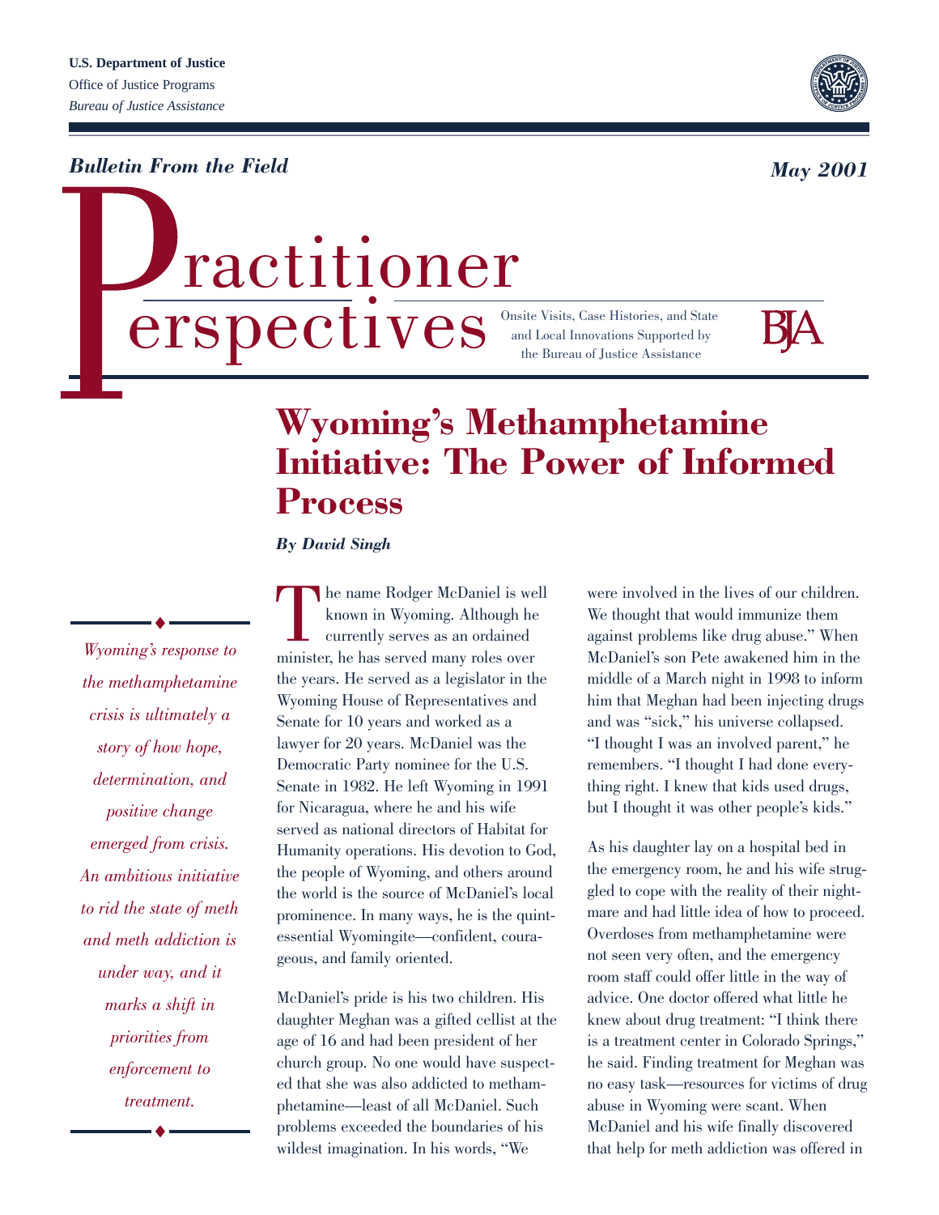**U.S. Department of Justice**
Office of Justice Programs
*Bureau of Justice Assistance*

***Bulletin From the Field***

***May 2001***

# Practitioner Perspectives

Onsite Visits, Case Histories, and State and Local Innovations Supported by the Bureau of Justice Assistance

BJA

# Wyoming's Methamphetamine Initiative: The Power of Informed Process

***By David Singh***

*Wyoming's response to the methamphetamine crisis is ultimately a story of how hope, determination, and positive change emerged from crisis. An ambitious initiative to rid the state of meth and meth addiction is under way, and it marks a shift in priorities from enforcement to treatment.*

The name Rodger McDaniel is well known in Wyoming. Although he currently serves as an ordained minister, he has served many roles over the years. He served as a legislator in the Wyoming House of Representatives and Senate for 10 years and worked as a lawyer for 20 years. McDaniel was the Democratic Party nominee for the U.S. Senate in 1982. He left Wyoming in 1991 for Nicaragua, where he and his wife served as national directors of Habitat for Humanity operations. His devotion to God, the people of Wyoming, and others around the world is the source of McDaniel's local prominence. In many ways, he is the quintessential Wyomingite—confident, courageous, and family oriented.

McDaniel's pride is his two children. His daughter Meghan was a gifted cellist at the age of 16 and had been president of her church group. No one would have suspected that she was also addicted to methamphetamine—least of all McDaniel. Such problems exceeded the boundaries of his wildest imagination. In his words, "We were involved in the lives of our children. We thought that would immunize them against problems like drug abuse." When McDaniel's son Pete awakened him in the middle of a March night in 1998 to inform him that Meghan had been injecting drugs and was "sick," his universe collapsed. "I thought I was an involved parent," he remembers. "I thought I had done everything right. I knew that kids used drugs, but I thought it was other people's kids."

As his daughter lay on a hospital bed in the emergency room, he and his wife struggled to cope with the reality of their nightmare and had little idea of how to proceed. Overdoses from methamphetamine were not seen very often, and the emergency room staff could offer little in the way of advice. One doctor offered what little he knew about drug treatment: "I think there is a treatment center in Colorado Springs," he said. Finding treatment for Meghan was no easy task—resources for victims of drug abuse in Wyoming were scant. When McDaniel and his wife finally discovered that help for meth addiction was offered in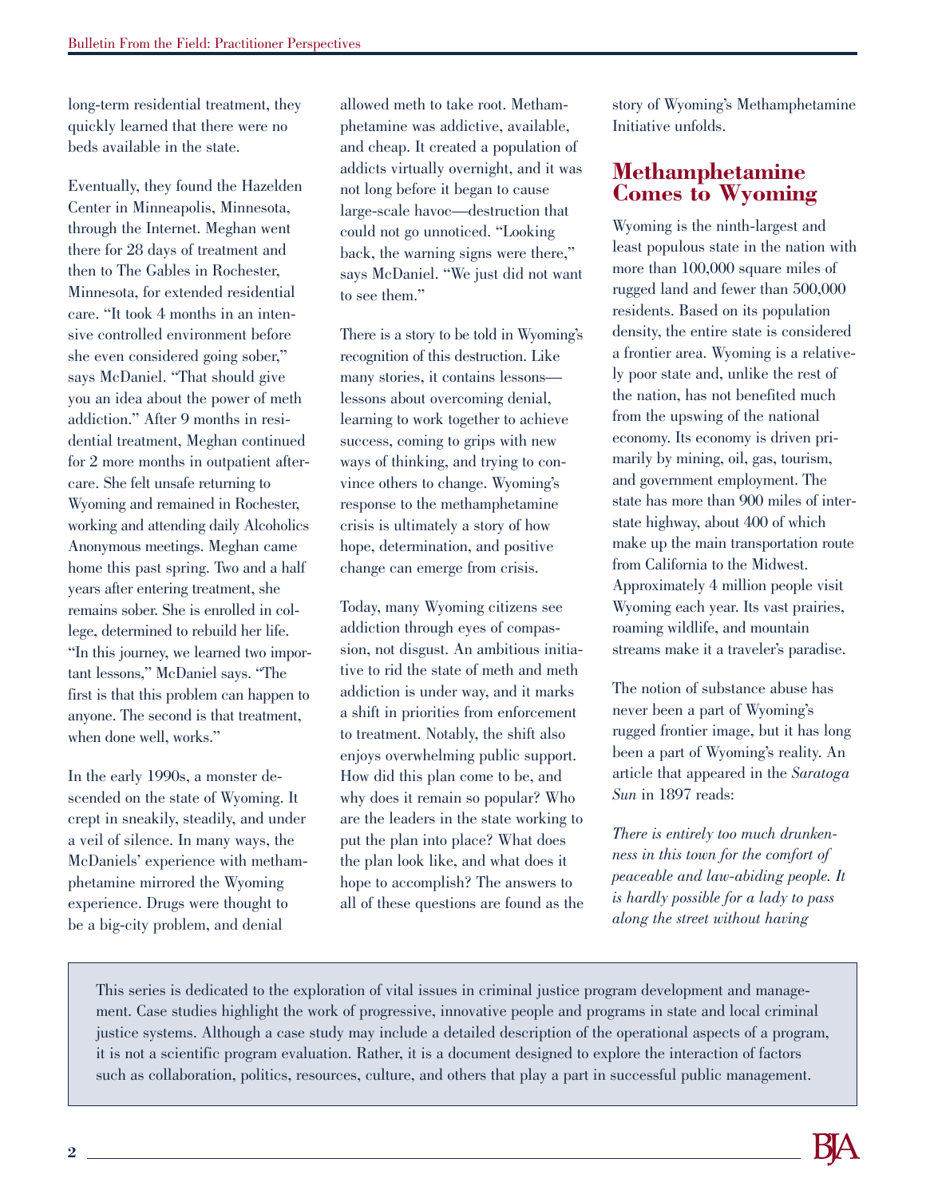long-term residential treatment, they quickly learned that there were no beds available in the state.

Eventually, they found the Hazelden Center in Minneapolis, Minnesota, through the Internet. Meghan went there for 28 days of treatment and then to The Gables in Rochester, Minnesota, for extended residential care. "It took 4 months in an intensive controlled environment before she even considered going sober," says McDaniel. "That should give you an idea about the power of meth addiction." After 9 months in residential treatment, Meghan continued for 2 more months in outpatient aftercare. She felt unsafe returning to Wyoming and remained in Rochester, working and attending daily Alcoholics Anonymous meetings. Meghan came home this past spring. Two and a half years after entering treatment, she remains sober. She is enrolled in college, determined to rebuild her life. "In this journey, we learned two important lessons," McDaniel says. "The first is that this problem can happen to anyone. The second is that treatment, when done well, works."

In the early 1990s, a monster descended on the state of Wyoming. It crept in sneakily, steadily, and under a veil of silence. In many ways, the McDaniels' experience with methamphetamine mirrored the Wyoming experience. Drugs were thought to be a big-city problem, and denial allowed meth to take root. Methamphetamine was addictive, available, and cheap. It created a population of addicts virtually overnight, and it was not long before it began to cause large-scale havoc—destruction that could not go unnoticed. "Looking back, the warning signs were there," says McDaniel. "We just did not want to see them."

There is a story to be told in Wyoming's recognition of this destruction. Like many stories, it contains lessons—lessons about overcoming denial, learning to work together to achieve success, coming to grips with new ways of thinking, and trying to convince others to change. Wyoming's response to the methamphetamine crisis is ultimately a story of how hope, determination, and positive change can emerge from crisis.

Today, many Wyoming citizens see addiction through eyes of compassion, not disgust. An ambitious initiative to rid the state of meth and meth addiction is under way, and it marks a shift in priorities from enforcement to treatment. Notably, the shift also enjoys overwhelming public support. How did this plan come to be, and why does it remain so popular? Who are the leaders in the state working to put the plan into place? What does the plan look like, and what does it hope to accomplish? The answers to all of these questions are found as the story of Wyoming's Methamphetamine Initiative unfolds.

## Methamphetamine Comes to Wyoming

Wyoming is the ninth-largest and least populous state in the nation with more than 100,000 square miles of rugged land and fewer than 500,000 residents. Based on its population density, the entire state is considered a frontier area. Wyoming is a relatively poor state and, unlike the rest of the nation, has not benefited much from the upswing of the national economy. Its economy is driven primarily by mining, oil, gas, tourism, and government employment. The state has more than 900 miles of interstate highway, about 400 of which make up the main transportation route from California to the Midwest. Approximately 4 million people visit Wyoming each year. Its vast prairies, roaming wildlife, and mountain streams make it a traveler's paradise.

The notion of substance abuse has never been a part of Wyoming's rugged frontier image, but it has long been a part of Wyoming's reality. An article that appeared in the *Saratoga Sun* in 1897 reads:

*There is entirely too much drunkenness in this town for the comfort of peaceable and law-abiding people. It is hardly possible for a lady to pass along the street without having*

---

This series is dedicated to the exploration of vital issues in criminal justice program development and management. Case studies highlight the work of progressive, innovative people and programs in state and local criminal justice systems. Although a case study may include a detailed description of the operational aspects of a program, it is not a scientific program evaluation. Rather, it is a document designed to explore the interaction of factors such as collaboration, politics, resources, culture, and others that play a part in successful public management.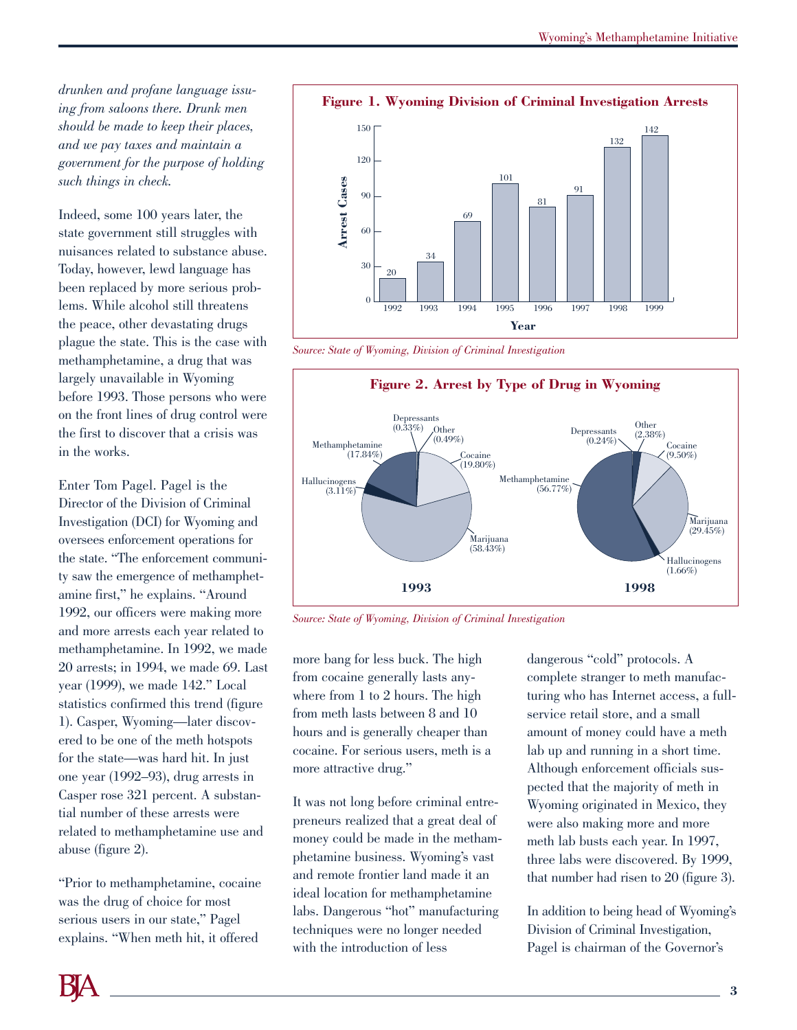*drunken and profane language issuing from saloons there. Drunk men should be made to keep their places, and we pay taxes and maintain a government for the purpose of holding such things in check.*

Indeed, some 100 years later, the state government still struggles with nuisances related to substance abuse. Today, however, lewd language has been replaced by more serious problems. While alcohol still threatens the peace, other devastating drugs plague the state. This is the case with methamphetamine, a drug that was largely unavailable in Wyoming before 1993. Those persons who were on the front lines of drug control were the first to discover that a crisis was in the works.

Enter Tom Pagel. Pagel is the Director of the Division of Criminal Investigation (DCI) for Wyoming and oversees enforcement operations for the state. "The enforcement community saw the emergence of methamphetamine first," he explains. "Around 1992, our officers were making more and more arrests each year related to methamphetamine. In 1992, we made 20 arrests; in 1994, we made 69. Last year (1999), we made 142." Local statistics confirmed this trend (figure 1). Casper, Wyoming—later discovered to be one of the meth hotspots for the state—was hard hit. In just one year (1992–93), drug arrests in Casper rose 321 percent. A substantial number of these arrests were related to methamphetamine use and abuse (figure 2).

"Prior to methamphetamine, cocaine was the drug of choice for most serious users in our state," Pagel explains. "When meth hit, it offered more bang for less buck. The high from cocaine generally lasts anywhere from 1 to 2 hours. The high from meth lasts between 8 and 10 hours and is generally cheaper than cocaine. For serious users, meth is a more attractive drug."

**Figure 1. Wyoming Division of Criminal Investigation Arrests**

| Year | Arrest Cases |
|---|---|
| 1992 | 20 |
| 1993 | 34 |
| 1994 | 69 |
| 1995 | 101 |
| 1996 | 81 |
| 1997 | 91 |
| 1998 | 132 |
| 1999 | 142 |

*Source: State of Wyoming, Division of Criminal Investigation*

**Figure 2. Arrest by Type of Drug in Wyoming**

| Drug | 1993 | 1998 |
|---|---|---|
| Marijuana | 58.43% | 29.45% |
| Cocaine | 19.80% | 9.50% |
| Methamphetamine | 17.84% | 56.77% |
| Hallucinogens | 3.11% | 1.66% |
| Other | 0.49% | 2.38% |
| Depressants | 0.33% | 0.24% |

*Source: State of Wyoming, Division of Criminal Investigation*

It was not long before criminal entrepreneurs realized that a great deal of money could be made in the methamphetamine business. Wyoming's vast and remote frontier land made it an ideal location for methamphetamine labs. Dangerous "hot" manufacturing techniques were no longer needed with the introduction of less dangerous "cold" protocols. A complete stranger to meth manufacturing who has Internet access, a full-service retail store, and a small amount of money could have a meth lab up and running in a short time. Although enforcement officials suspected that the majority of meth in Wyoming originated in Mexico, they were also making more and more meth lab busts each year. In 1997, three labs were discovered. By 1999, that number had risen to 20 (figure 3).

In addition to being head of Wyoming's Division of Criminal Investigation, Pagel is chairman of the Governor's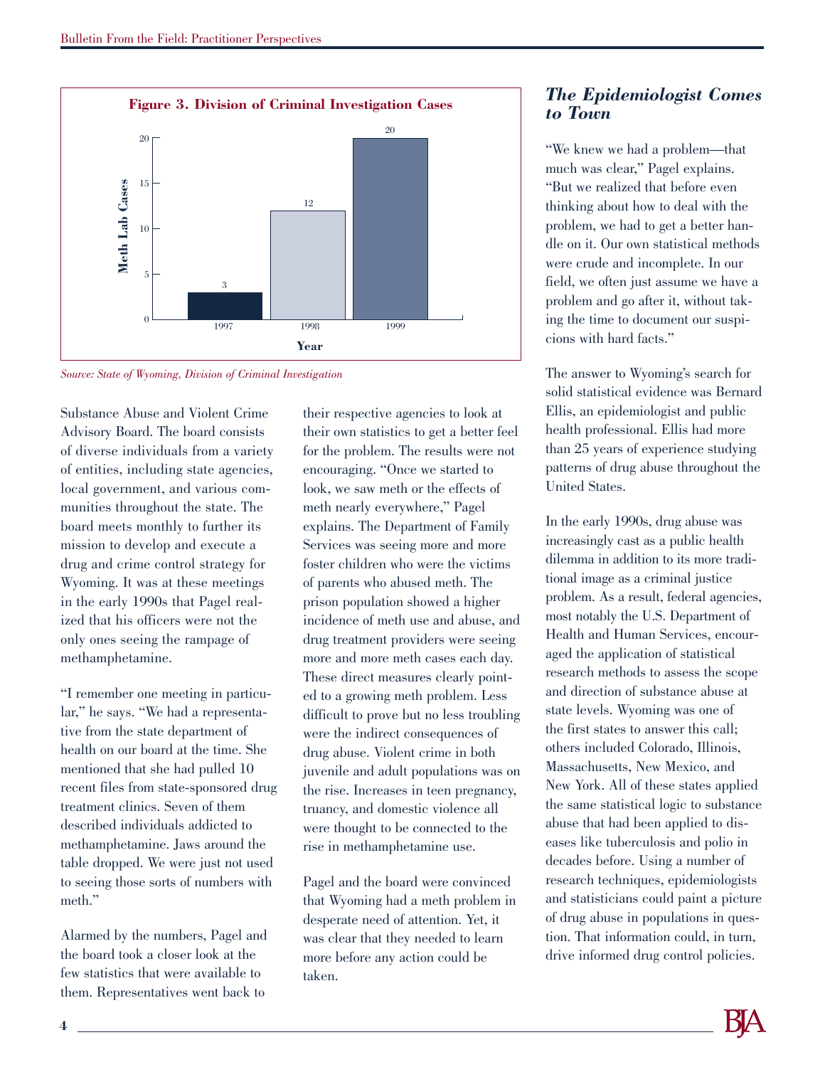**Figure 3. Division of Criminal Investigation Cases**

| Year | Meth Lab Cases |
|---|---|
| 1997 | 3 |
| 1998 | 12 |
| 1999 | 20 |

*Source: State of Wyoming, Division of Criminal Investigation*

Substance Abuse and Violent Crime Advisory Board. The board consists of diverse individuals from a variety of entities, including state agencies, local government, and various communities throughout the state. The board meets monthly to further its mission to develop and execute a drug and crime control strategy for Wyoming. It was at these meetings in the early 1990s that Pagel realized that his officers were not the only ones seeing the rampage of methamphetamine.

"I remember one meeting in particular," he says. "We had a representative from the state department of health on our board at the time. She mentioned that she had pulled 10 recent files from state-sponsored drug treatment clinics. Seven of them described individuals addicted to methamphetamine. Jaws around the table dropped. We were just not used to seeing those sorts of numbers with meth."

Alarmed by the numbers, Pagel and the board took a closer look at the few statistics that were available to them. Representatives went back to their respective agencies to look at their own statistics to get a better feel for the problem. The results were not encouraging. "Once we started to look, we saw meth or the effects of meth nearly everywhere," Pagel explains. The Department of Family Services was seeing more and more foster children who were the victims of parents who abused meth. The prison population showed a higher incidence of meth use and abuse, and drug treatment providers were seeing more and more meth cases each day. These direct measures clearly pointed to a growing meth problem. Less difficult to prove but no less troubling were the indirect consequences of drug abuse. Violent crime in both juvenile and adult populations was on the rise. Increases in teen pregnancy, truancy, and domestic violence all were thought to be connected to the rise in methamphetamine use.

Pagel and the board were convinced that Wyoming had a meth problem in desperate need of attention. Yet, it was clear that they needed to learn more before any action could be taken.

## *The Epidemiologist Comes to Town*

"We knew we had a problem—that much was clear," Pagel explains. "But we realized that before even thinking about how to deal with the problem, we had to get a better handle on it. Our own statistical methods were crude and incomplete. In our field, we often just assume we have a problem and go after it, without taking the time to document our suspicions with hard facts."

The answer to Wyoming's search for solid statistical evidence was Bernard Ellis, an epidemiologist and public health professional. Ellis had more than 25 years of experience studying patterns of drug abuse throughout the United States.

In the early 1990s, drug abuse was increasingly cast as a public health dilemma in addition to its more traditional image as a criminal justice problem. As a result, federal agencies, most notably the U.S. Department of Health and Human Services, encouraged the application of statistical research methods to assess the scope and direction of substance abuse at state levels. Wyoming was one of the first states to answer this call; others included Colorado, Illinois, Massachusetts, New Mexico, and New York. All of these states applied the same statistical logic to substance abuse that had been applied to diseases like tuberculosis and polio in decades before. Using a number of research techniques, epidemiologists and statisticians could paint a picture of drug abuse in populations in question. That information could, in turn, drive informed drug control policies.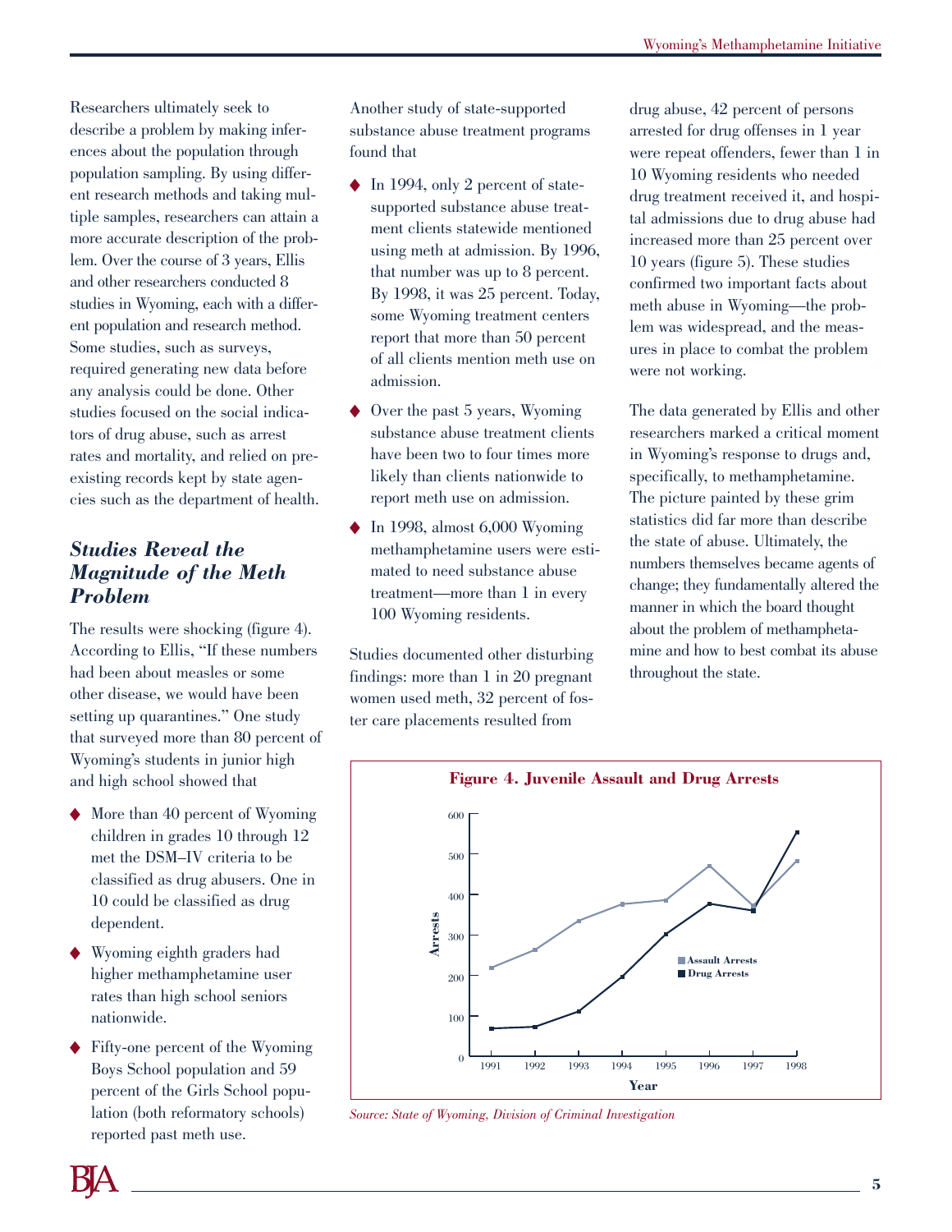Researchers ultimately seek to describe a problem by making inferences about the population through population sampling. By using different research methods and taking multiple samples, researchers can attain a more accurate description of the problem. Over the course of 3 years, Ellis and other researchers conducted 8 studies in Wyoming, each with a different population and research method. Some studies, such as surveys, required generating new data before any analysis could be done. Other studies focused on the social indicators of drug abuse, such as arrest rates and mortality, and relied on preexisting records kept by state agencies such as the department of health.

## *Studies Reveal the Magnitude of the Meth Problem*

The results were shocking (figure 4). According to Ellis, "If these numbers had been about measles or some other disease, we would have been setting up quarantines." One study that surveyed more than 80 percent of Wyoming's students in junior high and high school showed that

- More than 40 percent of Wyoming children in grades 10 through 12 met the DSM–IV criteria to be classified as drug abusers. One in 10 could be classified as drug dependent.
- Wyoming eighth graders had higher methamphetamine user rates than high school seniors nationwide.
- Fifty-one percent of the Wyoming Boys School population and 59 percent of the Girls School population (both reformatory schools) reported past meth use.

Another study of state-supported substance abuse treatment programs found that

- In 1994, only 2 percent of state-supported substance abuse treatment clients statewide mentioned using meth at admission. By 1996, that number was up to 8 percent. By 1998, it was 25 percent. Today, some Wyoming treatment centers report that more than 50 percent of all clients mention meth use on admission.
- Over the past 5 years, Wyoming substance abuse treatment clients have been two to four times more likely than clients nationwide to report meth use on admission.
- In 1998, almost 6,000 Wyoming methamphetamine users were estimated to need substance abuse treatment—more than 1 in every 100 Wyoming residents.

Studies documented other disturbing findings: more than 1 in 20 pregnant women used meth, 32 percent of foster care placements resulted from drug abuse, 42 percent of persons arrested for drug offenses in 1 year were repeat offenders, fewer than 1 in 10 Wyoming residents who needed drug treatment received it, and hospital admissions due to drug abuse had increased more than 25 percent over 10 years (figure 5). These studies confirmed two important facts about meth abuse in Wyoming—the problem was widespread, and the measures in place to combat the problem were not working.

The data generated by Ellis and other researchers marked a critical moment in Wyoming's response to drugs and, specifically, to methamphetamine. The picture painted by these grim statistics did far more than describe the state of abuse. Ultimately, the numbers themselves became agents of change; they fundamentally altered the manner in which the board thought about the problem of methamphetamine and how to best combat its abuse throughout the state.

**Figure 4. Juvenile Assault and Drug Arrests**

*Source: State of Wyoming, Division of Criminal Investigation*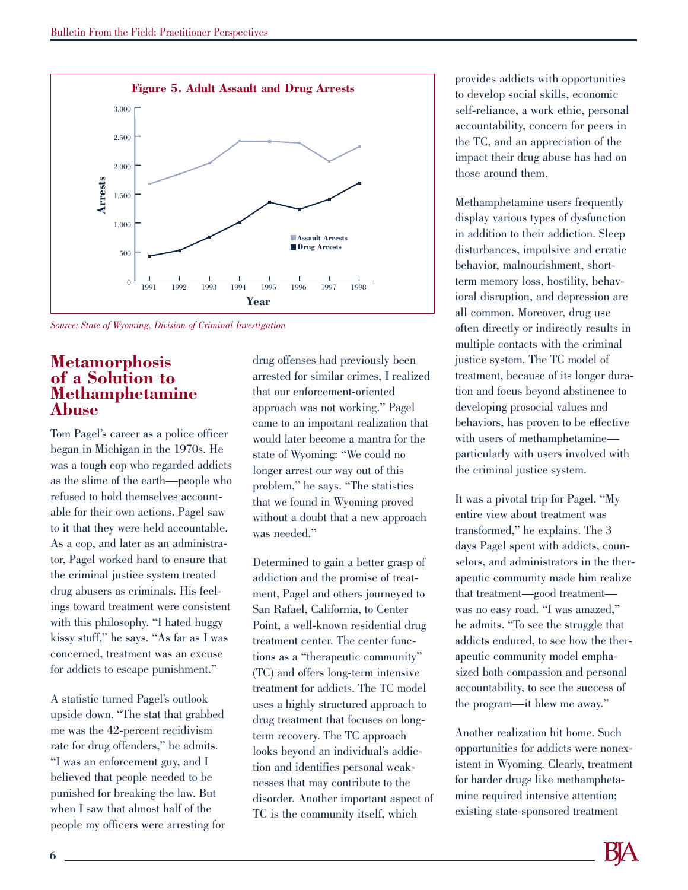**Figure 5. Adult Assault and Drug Arrests**

*Source: State of Wyoming, Division of Criminal Investigation*

## Metamorphosis of a Solution to Methamphetamine Abuse

Tom Pagel's career as a police officer began in Michigan in the 1970s. He was a tough cop who regarded addicts as the slime of the earth—people who refused to hold themselves accountable for their own actions. Pagel saw to it that they were held accountable. As a cop, and later as an administrator, Pagel worked hard to ensure that the criminal justice system treated drug abusers as criminals. His feelings toward treatment were consistent with this philosophy. "I hated huggy kissy stuff," he says. "As far as I was concerned, treatment was an excuse for addicts to escape punishment."

A statistic turned Pagel's outlook upside down. "The stat that grabbed me was the 42-percent recidivism rate for drug offenders," he admits. "I was an enforcement guy, and I believed that people needed to be punished for breaking the law. But when I saw that almost half of the people my officers were arresting for drug offenses had previously been arrested for similar crimes, I realized that our enforcement-oriented approach was not working." Pagel came to an important realization that would later become a mantra for the state of Wyoming: "We could no longer arrest our way out of this problem," he says. "The statistics that we found in Wyoming proved without a doubt that a new approach was needed."

Determined to gain a better grasp of addiction and the promise of treatment, Pagel and others journeyed to San Rafael, California, to Center Point, a well-known residential drug treatment center. The center functions as a "therapeutic community" (TC) and offers long-term intensive treatment for addicts. The TC model uses a highly structured approach to drug treatment that focuses on long-term recovery. The TC approach looks beyond an individual's addiction and identifies personal weaknesses that may contribute to the disorder. Another important aspect of TC is the community itself, which provides addicts with opportunities to develop social skills, economic self-reliance, a work ethic, personal accountability, concern for peers in the TC, and an appreciation of the impact their drug abuse has had on those around them.

Methamphetamine users frequently display various types of dysfunction in addition to their addiction. Sleep disturbances, impulsive and erratic behavior, malnourishment, short-term memory loss, hostility, behavioral disruption, and depression are all common. Moreover, drug use often directly or indirectly results in multiple contacts with the criminal justice system. The TC model of treatment, because of its longer duration and focus beyond abstinence to developing prosocial values and behaviors, has proven to be effective with users of methamphetamine—particularly with users involved with the criminal justice system.

It was a pivotal trip for Pagel. "My entire view about treatment was transformed," he explains. The 3 days Pagel spent with addicts, counselors, and administrators in the therapeutic community made him realize that treatment—good treatment—was no easy road. "I was amazed," he admits. "To see the struggle that addicts endured, to see how the therapeutic community model emphasized both compassion and personal accountability, to see the success of the program—it blew me away."

Another realization hit home. Such opportunities for addicts were nonexistent in Wyoming. Clearly, treatment for harder drugs like methamphetamine required intensive attention; existing state-sponsored treatment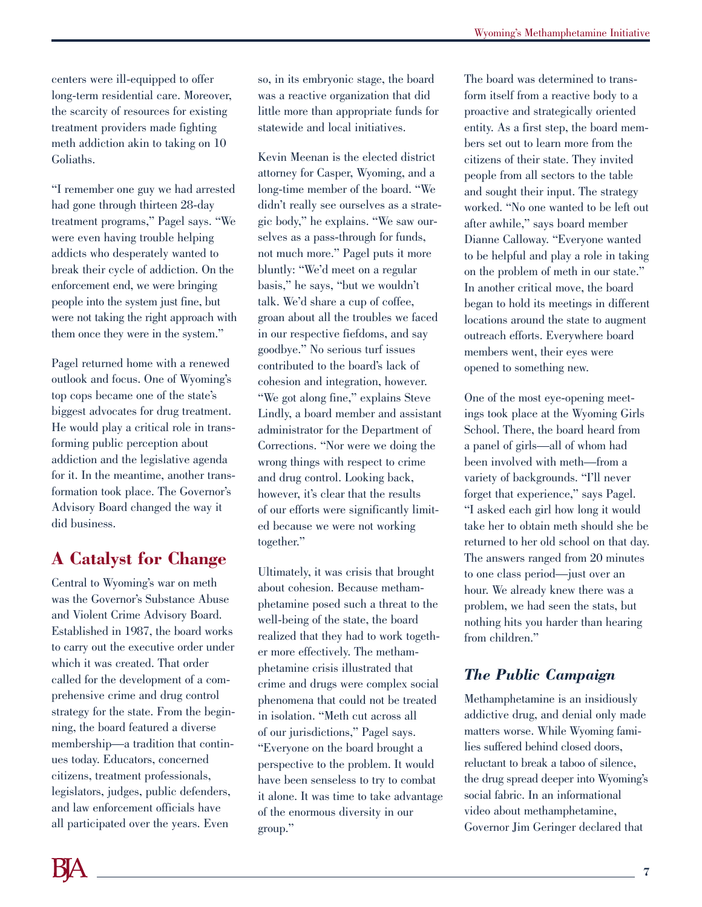centers were ill-equipped to offer long-term residential care. Moreover, the scarcity of resources for existing treatment providers made fighting meth addiction akin to taking on 10 Goliaths.

"I remember one guy we had arrested had gone through thirteen 28-day treatment programs," Pagel says. "We were even having trouble helping addicts who desperately wanted to break their cycle of addiction. On the enforcement end, we were bringing people into the system just fine, but were not taking the right approach with them once they were in the system."

Pagel returned home with a renewed outlook and focus. One of Wyoming's top cops became one of the state's biggest advocates for drug treatment. He would play a critical role in transforming public perception about addiction and the legislative agenda for it. In the meantime, another transformation took place. The Governor's Advisory Board changed the way it did business.

## A Catalyst for Change

Central to Wyoming's war on meth was the Governor's Substance Abuse and Violent Crime Advisory Board. Established in 1987, the board works to carry out the executive order under which it was created. That order called for the development of a comprehensive crime and drug control strategy for the state. From the beginning, the board featured a diverse membership—a tradition that continues today. Educators, concerned citizens, treatment professionals, legislators, judges, public defenders, and law enforcement officials have all participated over the years. Even so, in its embryonic stage, the board was a reactive organization that did little more than appropriate funds for statewide and local initiatives.

Kevin Meenan is the elected district attorney for Casper, Wyoming, and a long-time member of the board. "We didn't really see ourselves as a strategic body," he explains. "We saw ourselves as a pass-through for funds, not much more." Pagel puts it more bluntly: "We'd meet on a regular basis," he says, "but we wouldn't talk. We'd share a cup of coffee, groan about all the troubles we faced in our respective fiefdoms, and say goodbye." No serious turf issues contributed to the board's lack of cohesion and integration, however. "We got along fine," explains Steve Lindly, a board member and assistant administrator for the Department of Corrections. "Nor were we doing the wrong things with respect to crime and drug control. Looking back, however, it's clear that the results of our efforts were significantly limited because we were not working together."

Ultimately, it was crisis that brought about cohesion. Because methamphetamine posed such a threat to the well-being of the state, the board realized that they had to work together more effectively. The methamphetamine crisis illustrated that crime and drugs were complex social phenomena that could not be treated in isolation. "Meth cut across all of our jurisdictions," Pagel says. "Everyone on the board brought a perspective to the problem. It would have been senseless to try to combat it alone. It was time to take advantage of the enormous diversity in our group."

The board was determined to transform itself from a reactive body to a proactive and strategically oriented entity. As a first step, the board members set out to learn more from the citizens of their state. They invited people from all sectors to the table and sought their input. The strategy worked. "No one wanted to be left out after awhile," says board member Dianne Calloway. "Everyone wanted to be helpful and play a role in taking on the problem of meth in our state." In another critical move, the board began to hold its meetings in different locations around the state to augment outreach efforts. Everywhere board members went, their eyes were opened to something new.

One of the most eye-opening meetings took place at the Wyoming Girls School. There, the board heard from a panel of girls—all of whom had been involved with meth—from a variety of backgrounds. "I'll never forget that experience," says Pagel. "I asked each girl how long it would take her to obtain meth should she be returned to her old school on that day. The answers ranged from 20 minutes to one class period—just over an hour. We already knew there was a problem, we had seen the stats, but nothing hits you harder than hearing from children."

### *The Public Campaign*

Methamphetamine is an insidiously addictive drug, and denial only made matters worse. While Wyoming families suffered behind closed doors, reluctant to break a taboo of silence, the drug spread deeper into Wyoming's social fabric. In an informational video about methamphetamine, Governor Jim Geringer declared that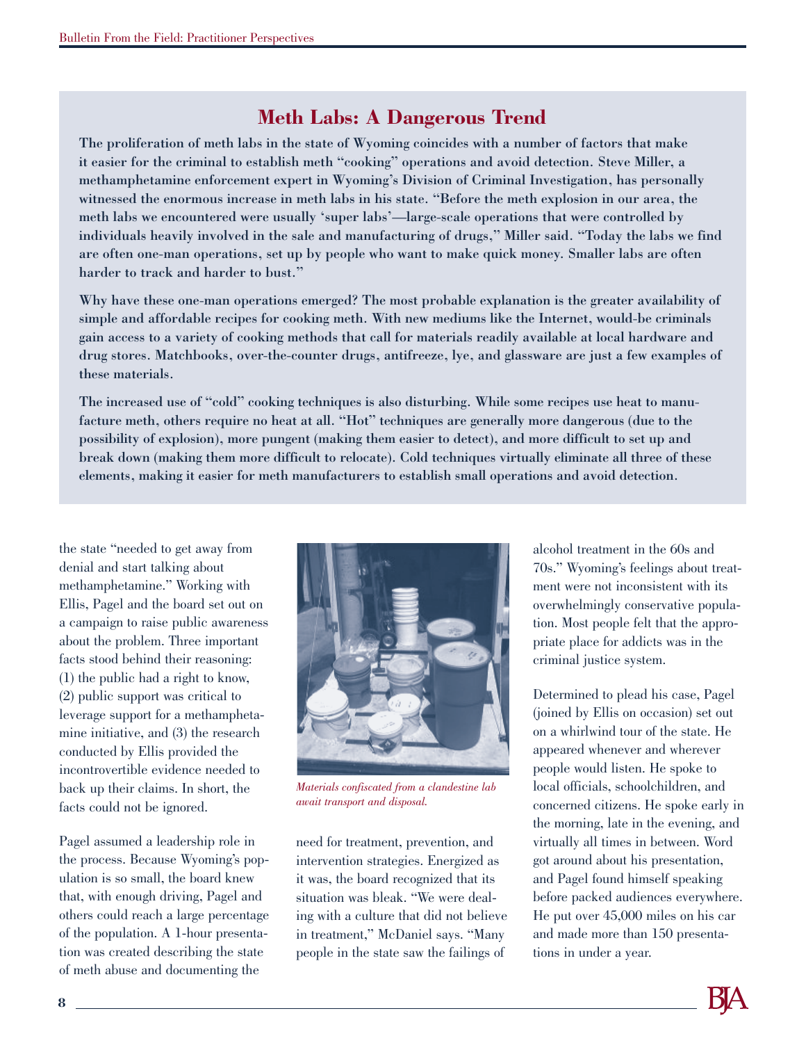## Meth Labs: A Dangerous Trend

**The proliferation of meth labs in the state of Wyoming coincides with a number of factors that make it easier for the criminal to establish meth "cooking" operations and avoid detection. Steve Miller, a methamphetamine enforcement expert in Wyoming's Division of Criminal Investigation, has personally witnessed the enormous increase in meth labs in his state. "Before the meth explosion in our area, the meth labs we encountered were usually 'super labs'—large-scale operations that were controlled by individuals heavily involved in the sale and manufacturing of drugs," Miller said. "Today the labs we find are often one-man operations, set up by people who want to make quick money. Smaller labs are often harder to track and harder to bust."**

**Why have these one-man operations emerged? The most probable explanation is the greater availability of simple and affordable recipes for cooking meth. With new mediums like the Internet, would-be criminals gain access to a variety of cooking methods that call for materials readily available at local hardware and drug stores. Matchbooks, over-the-counter drugs, antifreeze, lye, and glassware are just a few examples of these materials.**

**The increased use of "cold" cooking techniques is also disturbing. While some recipes use heat to manufacture meth, others require no heat at all. "Hot" techniques are generally more dangerous (due to the possibility of explosion), more pungent (making them easier to detect), and more difficult to set up and break down (making them more difficult to relocate). Cold techniques virtually eliminate all three of these elements, making it easier for meth manufacturers to establish small operations and avoid detection.**

the state "needed to get away from denial and start talking about methamphetamine." Working with Ellis, Pagel and the board set out on a campaign to raise public awareness about the problem. Three important facts stood behind their reasoning: (1) the public had a right to know, (2) public support was critical to leverage support for a methamphetamine initiative, and (3) the research conducted by Ellis provided the incontrovertible evidence needed to back up their claims. In short, the facts could not be ignored.

Pagel assumed a leadership role in the process. Because Wyoming's population is so small, the board knew that, with enough driving, Pagel and others could reach a large percentage of the population. A 1-hour presentation was created describing the state of meth abuse and documenting the need for treatment, prevention, and intervention strategies. Energized as it was, the board recognized that its situation was bleak. "We were dealing with a culture that did not believe in treatment," McDaniel says. "Many people in the state saw the failings of alcohol treatment in the 60s and 70s." Wyoming's feelings about treatment were not inconsistent with its overwhelmingly conservative population. Most people felt that the appropriate place for addicts was in the criminal justice system.

*Materials confiscated from a clandestine lab await transport and disposal.*

Determined to plead his case, Pagel (joined by Ellis on occasion) set out on a whirlwind tour of the state. He appeared whenever and wherever people would listen. He spoke to local officials, schoolchildren, and concerned citizens. He spoke early in the morning, late in the evening, and virtually all times in between. Word got around about his presentation, and Pagel found himself speaking before packed audiences everywhere. He put over 45,000 miles on his car and made more than 150 presentations in under a year.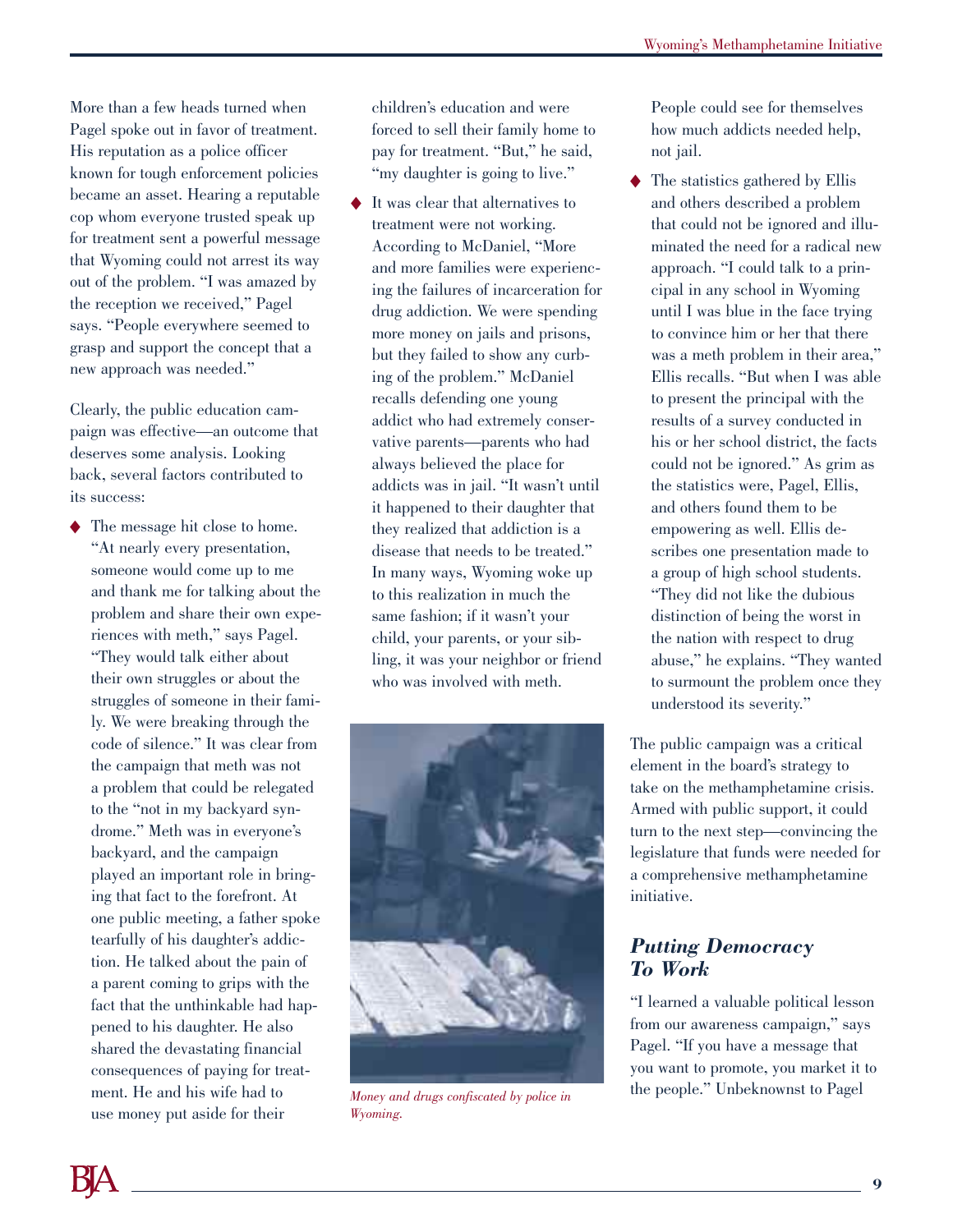More than a few heads turned when Pagel spoke out in favor of treatment. His reputation as a police officer known for tough enforcement policies became an asset. Hearing a reputable cop whom everyone trusted speak up for treatment sent a powerful message that Wyoming could not arrest its way out of the problem. "I was amazed by the reception we received," Pagel says. "People everywhere seemed to grasp and support the concept that a new approach was needed."

Clearly, the public education campaign was effective—an outcome that deserves some analysis. Looking back, several factors contributed to its success:

- The message hit close to home. "At nearly every presentation, someone would come up to me and thank me for talking about the problem and share their own experiences with meth," says Pagel. "They would talk either about their own struggles or about the struggles of someone in their family. We were breaking through the code of silence." It was clear from the campaign that meth was not a problem that could be relegated to the "not in my backyard syndrome." Meth was in everyone's backyard, and the campaign played an important role in bringing that fact to the forefront. At one public meeting, a father spoke tearfully of his daughter's addiction. He talked about the pain of a parent coming to grips with the fact that the unthinkable had happened to his daughter. He also shared the devastating financial consequences of paying for treatment. He and his wife had to use money put aside for their children's education and were forced to sell their family home to pay for treatment. "But," he said, "my daughter is going to live."
- It was clear that alternatives to treatment were not working. According to McDaniel, "More and more families were experiencing the failures of incarceration for drug addiction. We were spending more money on jails and prisons, but they failed to show any curbing of the problem." McDaniel recalls defending one young addict who had extremely conservative parents—parents who had always believed the place for addicts was in jail. "It wasn't until it happened to their daughter that they realized that addiction is a disease that needs to be treated." In many ways, Wyoming woke up to this realization in much the same fashion; if it wasn't your child, your parents, or your sibling, it was your neighbor or friend who was involved with meth. People could see for themselves how much addicts needed help, not jail.
- The statistics gathered by Ellis and others described a problem that could not be ignored and illuminated the need for a radical new approach. "I could talk to a principal in any school in Wyoming until I was blue in the face trying to convince him or her that there was a meth problem in their area," Ellis recalls. "But when I was able to present the principal with the results of a survey conducted in his or her school district, the facts could not be ignored." As grim as the statistics were, Pagel, Ellis, and others found them to be empowering as well. Ellis describes one presentation made to a group of high school students. "They did not like the dubious distinction of being the worst in the nation with respect to drug abuse," he explains. "They wanted to surmount the problem once they understood its severity."

*Money and drugs confiscated by police in Wyoming.*

The public campaign was a critical element in the board's strategy to take on the methamphetamine crisis. Armed with public support, it could turn to the next step—convincing the legislature that funds were needed for a comprehensive methamphetamine initiative.

### *Putting Democracy To Work*

"I learned a valuable political lesson from our awareness campaign," says Pagel. "If you have a message that you want to promote, you market it to the people." Unbeknownst to Pagel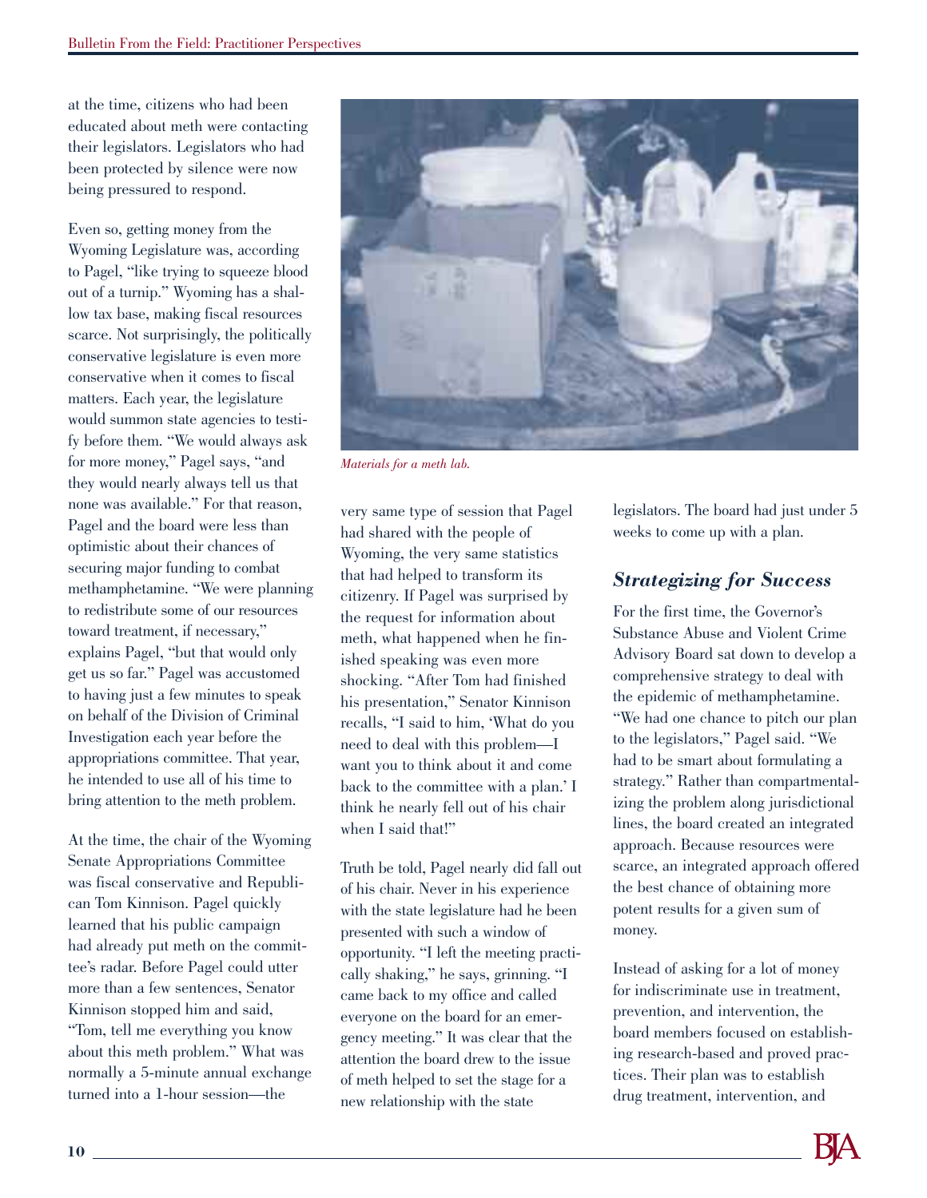at the time, citizens who had been educated about meth were contacting their legislators. Legislators who had been protected by silence were now being pressured to respond.

Even so, getting money from the Wyoming Legislature was, according to Pagel, "like trying to squeeze blood out of a turnip." Wyoming has a shallow tax base, making fiscal resources scarce. Not surprisingly, the politically conservative legislature is even more conservative when it comes to fiscal matters. Each year, the legislature would summon state agencies to testify before them. "We would always ask for more money," Pagel says, "and they would nearly always tell us that none was available." For that reason, Pagel and the board were less than optimistic about their chances of securing major funding to combat methamphetamine. "We were planning to redistribute some of our resources toward treatment, if necessary," explains Pagel, "but that would only get us so far." Pagel was accustomed to having just a few minutes to speak on behalf of the Division of Criminal Investigation each year before the appropriations committee. That year, he intended to use all of his time to bring attention to the meth problem.

At the time, the chair of the Wyoming Senate Appropriations Committee was fiscal conservative and Republican Tom Kinnison. Pagel quickly learned that his public campaign had already put meth on the committee's radar. Before Pagel could utter more than a few sentences, Senator Kinnison stopped him and said, "Tom, tell me everything you know about this meth problem." What was normally a 5-minute annual exchange turned into a 1-hour session—the very same type of session that Pagel had shared with the people of Wyoming, the very same statistics that had helped to transform its citizenry. If Pagel was surprised by the request for information about meth, what happened when he finished speaking was even more shocking. "After Tom had finished his presentation," Senator Kinnison recalls, "I said to him, 'What do you need to deal with this problem—I want you to think about it and come back to the committee with a plan.' I think he nearly fell out of his chair when I said that!"

*Materials for a meth lab.*

Truth be told, Pagel nearly did fall out of his chair. Never in his experience with the state legislature had he been presented with such a window of opportunity. "I left the meeting practically shaking," he says, grinning. "I came back to my office and called everyone on the board for an emergency meeting." It was clear that the attention the board drew to the issue of meth helped to set the stage for a new relationship with the state legislators. The board had just under 5 weeks to come up with a plan.

### *Strategizing for Success*

For the first time, the Governor's Substance Abuse and Violent Crime Advisory Board sat down to develop a comprehensive strategy to deal with the epidemic of methamphetamine. "We had one chance to pitch our plan to the legislators," Pagel said. "We had to be smart about formulating a strategy." Rather than compartmentalizing the problem along jurisdictional lines, the board created an integrated approach. Because resources were scarce, an integrated approach offered the best chance of obtaining more potent results for a given sum of money.

Instead of asking for a lot of money for indiscriminate use in treatment, prevention, and intervention, the board members focused on establishing research-based and proved practices. Their plan was to establish drug treatment, intervention, and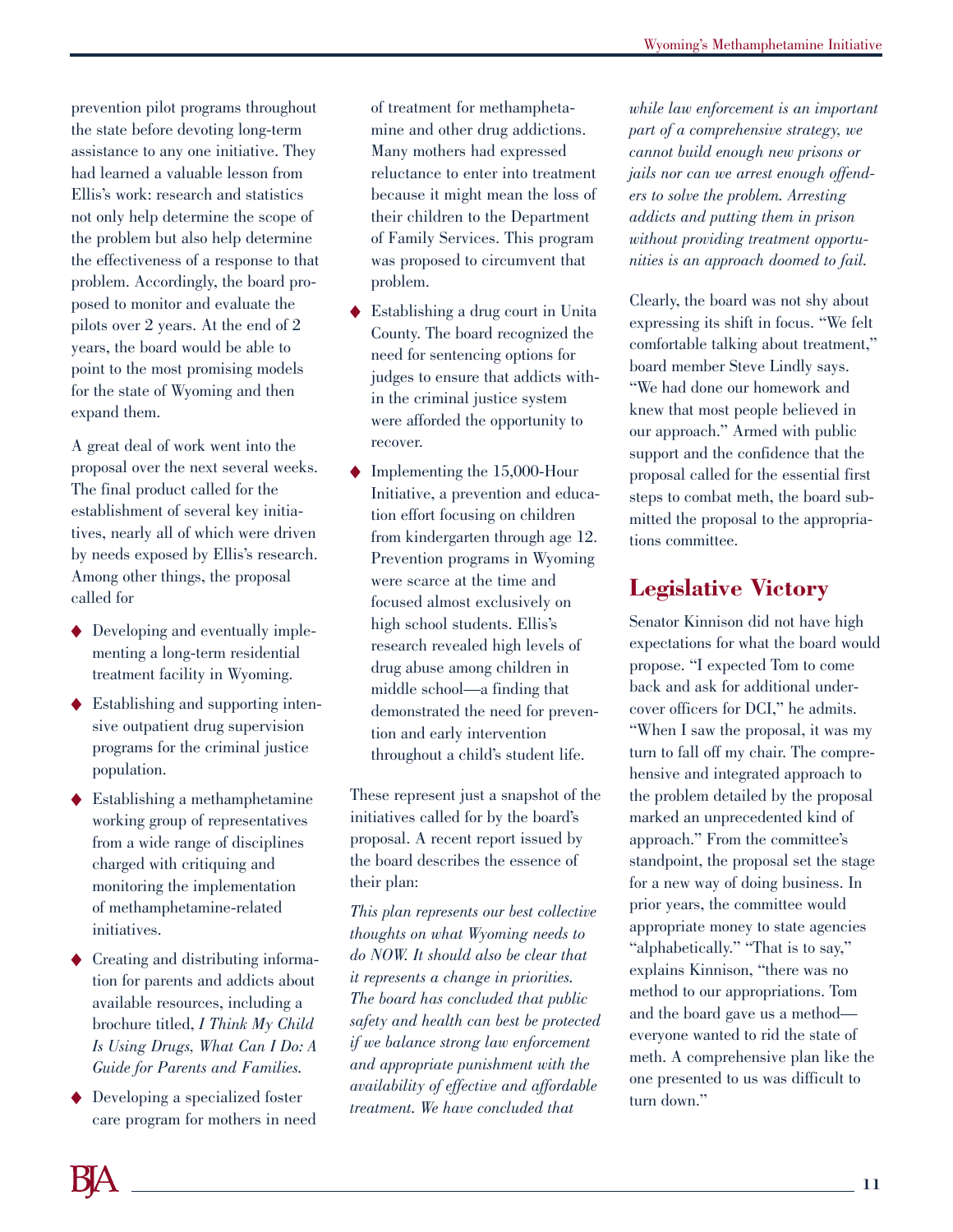prevention pilot programs throughout the state before devoting long-term assistance to any one initiative. They had learned a valuable lesson from Ellis's work: research and statistics not only help determine the scope of the problem but also help determine the effectiveness of a response to that problem. Accordingly, the board proposed to monitor and evaluate the pilots over 2 years. At the end of 2 years, the board would be able to point to the most promising models for the state of Wyoming and then expand them.

A great deal of work went into the proposal over the next several weeks. The final product called for the establishment of several key initiatives, nearly all of which were driven by needs exposed by Ellis's research. Among other things, the proposal called for

- Developing and eventually implementing a long-term residential treatment facility in Wyoming.
- Establishing and supporting intensive outpatient drug supervision programs for the criminal justice population.
- Establishing a methamphetamine working group of representatives from a wide range of disciplines charged with critiquing and monitoring the implementation of methamphetamine-related initiatives.
- Creating and distributing information for parents and addicts about available resources, including a brochure titled, *I Think My Child Is Using Drugs, What Can I Do: A Guide for Parents and Families.*
- Developing a specialized foster care program for mothers in need of treatment for methamphetamine and other drug addictions. Many mothers had expressed reluctance to enter into treatment because it might mean the loss of their children to the Department of Family Services. This program was proposed to circumvent that problem.
- Establishing a drug court in Unita County. The board recognized the need for sentencing options for judges to ensure that addicts within the criminal justice system were afforded the opportunity to recover.
- Implementing the 15,000-Hour Initiative, a prevention and education effort focusing on children from kindergarten through age 12. Prevention programs in Wyoming were scarce at the time and focused almost exclusively on high school students. Ellis's research revealed high levels of drug abuse among children in middle school—a finding that demonstrated the need for prevention and early intervention throughout a child's student life.

These represent just a snapshot of the initiatives called for by the board's proposal. A recent report issued by the board describes the essence of their plan:

*This plan represents our best collective thoughts on what Wyoming needs to do NOW. It should also be clear that it represents a change in priorities. The board has concluded that public safety and health can best be protected if we balance strong law enforcement and appropriate punishment with the availability of effective and affordable treatment. We have concluded that while law enforcement is an important part of a comprehensive strategy, we cannot build enough new prisons or jails nor can we arrest enough offenders to solve the problem. Arresting addicts and putting them in prison without providing treatment opportunities is an approach doomed to fail.*

Clearly, the board was not shy about expressing its shift in focus. "We felt comfortable talking about treatment," board member Steve Lindly says. "We had done our homework and knew that most people believed in our approach." Armed with public support and the confidence that the proposal called for the essential first steps to combat meth, the board submitted the proposal to the appropriations committee.

## Legislative Victory

Senator Kinnison did not have high expectations for what the board would propose. "I expected Tom to come back and ask for additional undercover officers for DCI," he admits. "When I saw the proposal, it was my turn to fall off my chair. The comprehensive and integrated approach to the problem detailed by the proposal marked an unprecedented kind of approach." From the committee's standpoint, the proposal set the stage for a new way of doing business. In prior years, the committee would appropriate money to state agencies "alphabetically." "That is to say," explains Kinnison, "there was no method to our appropriations. Tom and the board gave us a method—everyone wanted to rid the state of meth. A comprehensive plan like the one presented to us was difficult to turn down."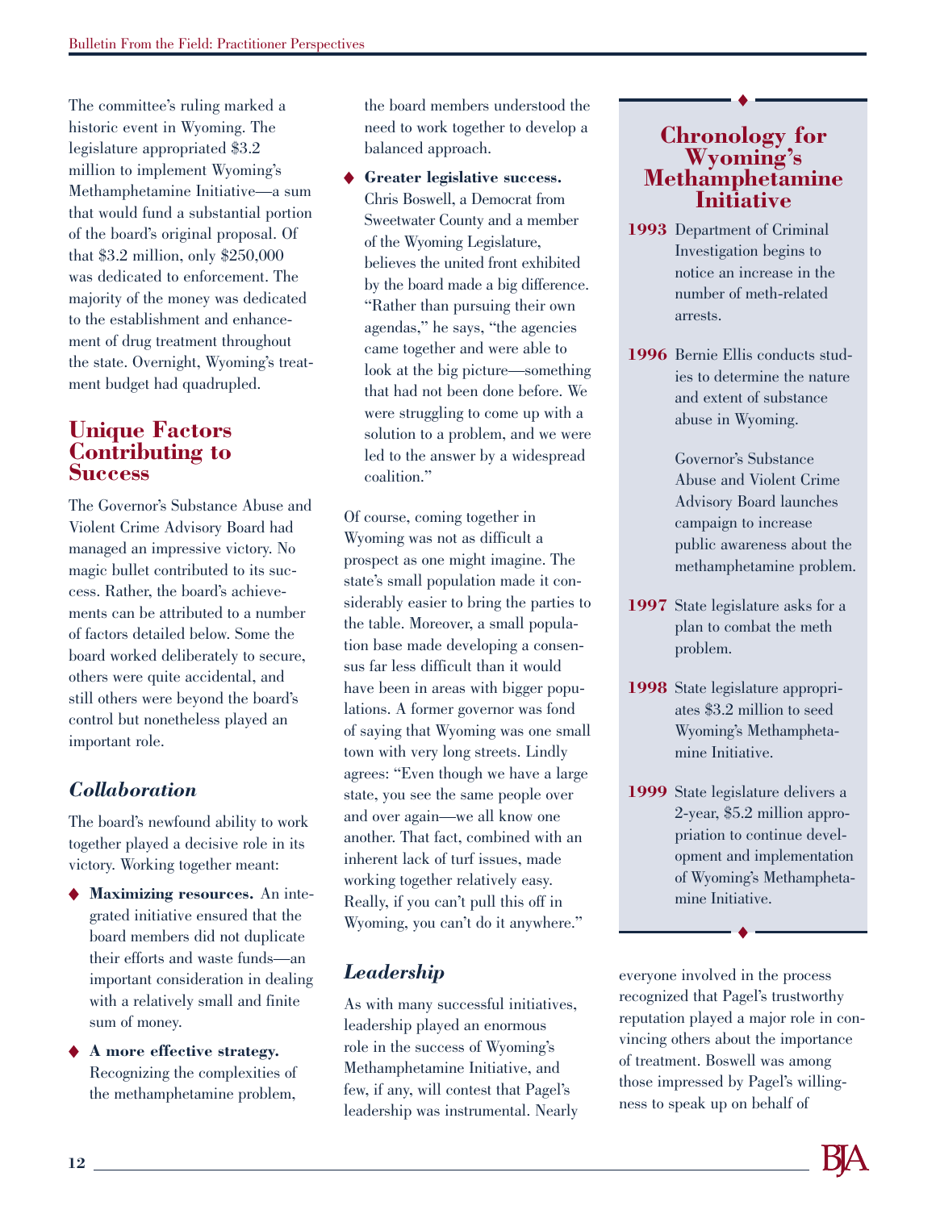The committee's ruling marked a historic event in Wyoming. The legislature appropriated $3.2 million to implement Wyoming's Methamphetamine Initiative—a sum that would fund a substantial portion of the board's original proposal. Of that $3.2 million, only $250,000 was dedicated to enforcement. The majority of the money was dedicated to the establishment and enhancement of drug treatment throughout the state. Overnight, Wyoming's treatment budget had quadrupled.

## Unique Factors Contributing to Success

The Governor's Substance Abuse and Violent Crime Advisory Board had managed an impressive victory. No magic bullet contributed to its success. Rather, the board's achievements can be attributed to a number of factors detailed below. Some the board worked deliberately to secure, others were quite accidental, and still others were beyond the board's control but nonetheless played an important role.

### *Collaboration*

The board's newfound ability to work together played a decisive role in its victory. Working together meant:

- **Maximizing resources.** An integrated initiative ensured that the board members did not duplicate their efforts and waste funds—an important consideration in dealing with a relatively small and finite sum of money.
- **A more effective strategy.** Recognizing the complexities of the methamphetamine problem, the board members understood the need to work together to develop a balanced approach.
- **Greater legislative success.** Chris Boswell, a Democrat from Sweetwater County and a member of the Wyoming Legislature, believes the united front exhibited by the board made a big difference. "Rather than pursuing their own agendas," he says, "the agencies came together and were able to look at the big picture—something that had not been done before. We were struggling to come up with a solution to a problem, and we were led to the answer by a widespread coalition."

Of course, coming together in Wyoming was not as difficult a prospect as one might imagine. The state's small population made it considerably easier to bring the parties to the table. Moreover, a small population base made developing a consensus far less difficult than it would have been in areas with bigger populations. A former governor was fond of saying that Wyoming was one small town with very long streets. Lindly agrees: "Even though we have a large state, you see the same people over and over again—we all know one another. That fact, combined with an inherent lack of turf issues, made working together relatively easy. Really, if you can't pull this off in Wyoming, you can't do it anywhere."

### *Leadership*

As with many successful initiatives, leadership played an enormous role in the success of Wyoming's Methamphetamine Initiative, and few, if any, will contest that Pagel's leadership was instrumental. Nearly everyone involved in the process recognized that Pagel's trustworthy reputation played a major role in convincing others about the importance of treatment. Boswell was among those impressed by Pagel's willingness to speak up on behalf of

---

## Chronology for Wyoming's Methamphetamine Initiative

**1993** Department of Criminal Investigation begins to notice an increase in the number of meth-related arrests.

**1996** Bernie Ellis conducts studies to determine the nature and extent of substance abuse in Wyoming.

Governor's Substance Abuse and Violent Crime Advisory Board launches campaign to increase public awareness about the methamphetamine problem.

**1997** State legislature asks for a plan to combat the meth problem.

**1998** State legislature appropriates $3.2 million to seed Wyoming's Methamphetamine Initiative.

**1999** State legislature delivers a 2-year, $5.2 million appropriation to continue development and implementation of Wyoming's Methamphetamine Initiative.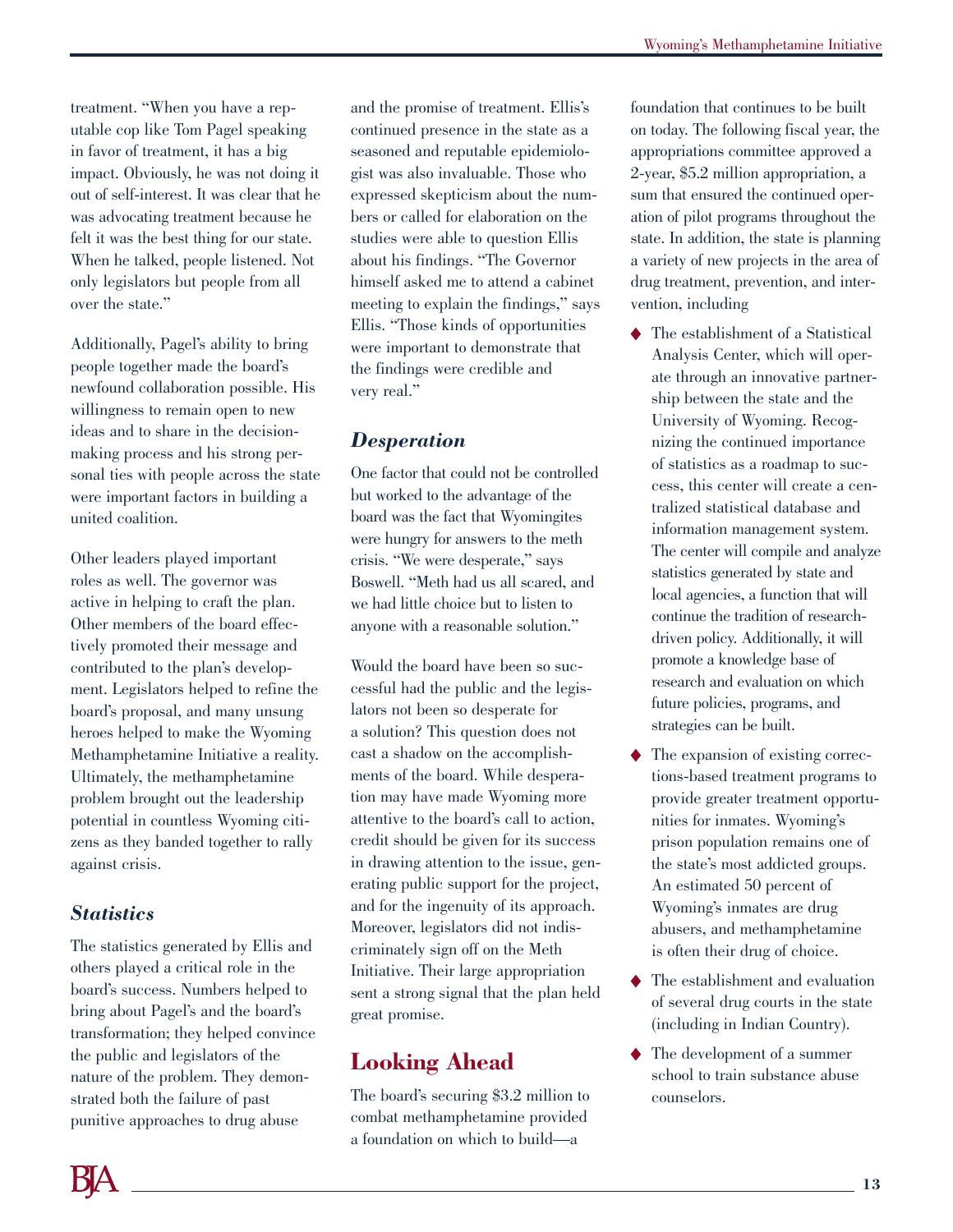treatment. "When you have a reputable cop like Tom Pagel speaking in favor of treatment, it has a big impact. Obviously, he was not doing it out of self-interest. It was clear that he was advocating treatment because he felt it was the best thing for our state. When he talked, people listened. Not only legislators but people from all over the state."

Additionally, Pagel's ability to bring people together made the board's newfound collaboration possible. His willingness to remain open to new ideas and to share in the decision-making process and his strong personal ties with people across the state were important factors in building a united coalition.

Other leaders played important roles as well. The governor was active in helping to craft the plan. Other members of the board effectively promoted their message and contributed to the plan's development. Legislators helped to refine the board's proposal, and many unsung heroes helped to make the Wyoming Methamphetamine Initiative a reality. Ultimately, the methamphetamine problem brought out the leadership potential in countless Wyoming citizens as they banded together to rally against crisis.

### *Statistics*

The statistics generated by Ellis and others played a critical role in the board's success. Numbers helped to bring about Pagel's and the board's transformation; they helped convince the public and legislators of the nature of the problem. They demonstrated both the failure of past punitive approaches to drug abuse and the promise of treatment. Ellis's continued presence in the state as a seasoned and reputable epidemiologist was also invaluable. Those who expressed skepticism about the numbers or called for elaboration on the studies were able to question Ellis about his findings. "The Governor himself asked me to attend a cabinet meeting to explain the findings," says Ellis. "Those kinds of opportunities were important to demonstrate that the findings were credible and very real."

### *Desperation*

One factor that could not be controlled but worked to the advantage of the board was the fact that Wyomingites were hungry for answers to the meth crisis. "We were desperate," says Boswell. "Meth had us all scared, and we had little choice but to listen to anyone with a reasonable solution."

Would the board have been so successful had the public and the legislators not been so desperate for a solution? This question does not cast a shadow on the accomplishments of the board. While desperation may have made Wyoming more attentive to the board's call to action, credit should be given for its success in drawing attention to the issue, generating public support for the project, and for the ingenuity of its approach. Moreover, legislators did not indiscriminately sign off on the Meth Initiative. Their large appropriation sent a strong signal that the plan held great promise.

## Looking Ahead

The board's securing $3.2 million to combat methamphetamine provided a foundation on which to build—a foundation that continues to be built on today. The following fiscal year, the appropriations committee approved a 2-year, $5.2 million appropriation, a sum that ensured the continued operation of pilot programs throughout the state. In addition, the state is planning a variety of new projects in the area of drug treatment, prevention, and intervention, including

- The establishment of a Statistical Analysis Center, which will operate through an innovative partnership between the state and the University of Wyoming. Recognizing the continued importance of statistics as a roadmap to success, this center will create a centralized statistical database and information management system. The center will compile and analyze statistics generated by state and local agencies, a function that will continue the tradition of research-driven policy. Additionally, it will promote a knowledge base of research and evaluation on which future policies, programs, and strategies can be built.
- The expansion of existing corrections-based treatment programs to provide greater treatment opportunities for inmates. Wyoming's prison population remains one of the state's most addicted groups. An estimated 50 percent of Wyoming's inmates are drug abusers, and methamphetamine is often their drug of choice.
- The establishment and evaluation of several drug courts in the state (including in Indian Country).
- The development of a summer school to train substance abuse counselors.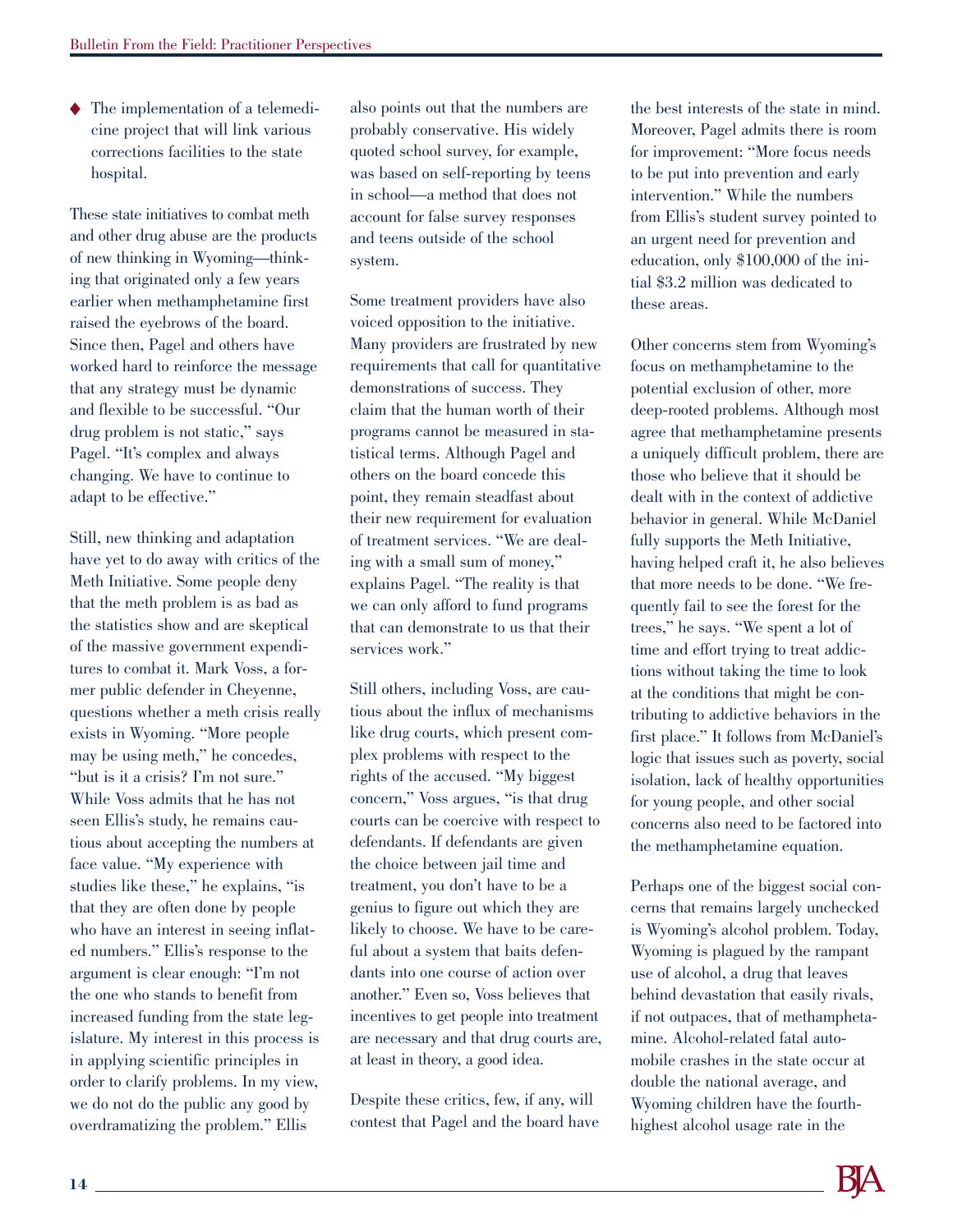- The implementation of a telemedicine project that will link various corrections facilities to the state hospital.

These state initiatives to combat meth and other drug abuse are the products of new thinking in Wyoming—thinking that originated only a few years earlier when methamphetamine first raised the eyebrows of the board. Since then, Pagel and others have worked hard to reinforce the message that any strategy must be dynamic and flexible to be successful. "Our drug problem is not static," says Pagel. "It's complex and always changing. We have to continue to adapt to be effective."

Still, new thinking and adaptation have yet to do away with critics of the Meth Initiative. Some people deny that the meth problem is as bad as the statistics show and are skeptical of the massive government expenditures to combat it. Mark Voss, a former public defender in Cheyenne, questions whether a meth crisis really exists in Wyoming. "More people may be using meth," he concedes, "but is it a crisis? I'm not sure." While Voss admits that he has not seen Ellis's study, he remains cautious about accepting the numbers at face value. "My experience with studies like these," he explains, "is that they are often done by people who have an interest in seeing inflated numbers." Ellis's response to the argument is clear enough: "I'm not the one who stands to benefit from increased funding from the state legislature. My interest in this process is in applying scientific principles in order to clarify problems. In my view, we do not do the public any good by overdramatizing the problem." Ellis also points out that the numbers are probably conservative. His widely quoted school survey, for example, was based on self-reporting by teens in school—a method that does not account for false survey responses and teens outside of the school system.

Some treatment providers have also voiced opposition to the initiative. Many providers are frustrated by new requirements that call for quantitative demonstrations of success. They claim that the human worth of their programs cannot be measured in statistical terms. Although Pagel and others on the board concede this point, they remain steadfast about their new requirement for evaluation of treatment services. "We are dealing with a small sum of money," explains Pagel. "The reality is that we can only afford to fund programs that can demonstrate to us that their services work."

Still others, including Voss, are cautious about the influx of mechanisms like drug courts, which present complex problems with respect to the rights of the accused. "My biggest concern," Voss argues, "is that drug courts can be coercive with respect to defendants. If defendants are given the choice between jail time and treatment, you don't have to be a genius to figure out which they are likely to choose. We have to be careful about a system that baits defendants into one course of action over another." Even so, Voss believes that incentives to get people into treatment are necessary and that drug courts are, at least in theory, a good idea.

Despite these critics, few, if any, will contest that Pagel and the board have the best interests of the state in mind. Moreover, Pagel admits there is room for improvement: "More focus needs to be put into prevention and early intervention." While the numbers from Ellis's student survey pointed to an urgent need for prevention and education, only $100,000 of the initial $3.2 million was dedicated to these areas.

Other concerns stem from Wyoming's focus on methamphetamine to the potential exclusion of other, more deep-rooted problems. Although most agree that methamphetamine presents a uniquely difficult problem, there are those who believe that it should be dealt with in the context of addictive behavior in general. While McDaniel fully supports the Meth Initiative, having helped craft it, he also believes that more needs to be done. "We frequently fail to see the forest for the trees," he says. "We spent a lot of time and effort trying to treat addictions without taking the time to look at the conditions that might be contributing to addictive behaviors in the first place." It follows from McDaniel's logic that issues such as poverty, social isolation, lack of healthy opportunities for young people, and other social concerns also need to be factored into the methamphetamine equation.

Perhaps one of the biggest social concerns that remains largely unchecked is Wyoming's alcohol problem. Today, Wyoming is plagued by the rampant use of alcohol, a drug that leaves behind devastation that easily rivals, if not outpaces, that of methamphetamine. Alcohol-related fatal automobile crashes in the state occur at double the national average, and Wyoming children have the fourth-highest alcohol usage rate in the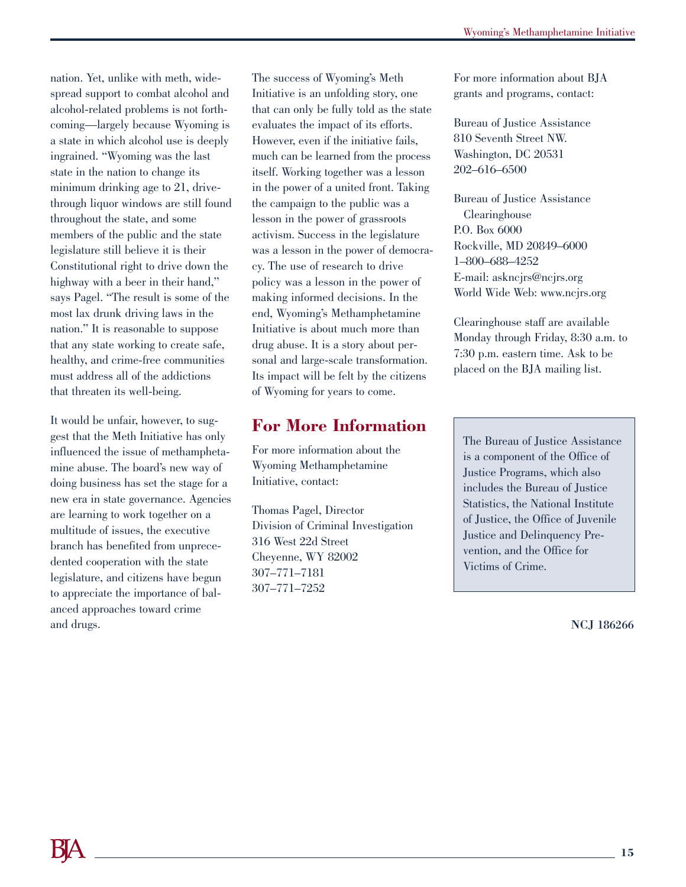nation. Yet, unlike with meth, widespread support to combat alcohol and alcohol-related problems is not forthcoming—largely because Wyoming is a state in which alcohol use is deeply ingrained. “Wyoming was the last state in the nation to change its minimum drinking age to 21, drive-through liquor windows are still found throughout the state, and some members of the public and the state legislature still believe it is their Constitutional right to drive down the highway with a beer in their hand,” says Pagel. “The result is some of the most lax drunk driving laws in the nation.” It is reasonable to suppose that any state working to create safe, healthy, and crime-free communities must address all of the addictions that threaten its well-being.

It would be unfair, however, to suggest that the Meth Initiative has only influenced the issue of methamphetamine abuse. The board’s new way of doing business has set the stage for a new era in state governance. Agencies are learning to work together on a multitude of issues, the executive branch has benefited from unprecedented cooperation with the state legislature, and citizens have begun to appreciate the importance of balanced approaches toward crime and drugs.

The success of Wyoming’s Meth Initiative is an unfolding story, one that can only be fully told as the state evaluates the impact of its efforts. However, even if the initiative fails, much can be learned from the process itself. Working together was a lesson in the power of a united front. Taking the campaign to the public was a lesson in the power of grassroots activism. Success in the legislature was a lesson in the power of democracy. The use of research to drive policy was a lesson in the power of making informed decisions. In the end, Wyoming’s Methamphetamine Initiative is about much more than drug abuse. It is a story about personal and large-scale transformation. Its impact will be felt by the citizens of Wyoming for years to come.

## For More Information

For more information about the Wyoming Methamphetamine Initiative, contact:

Thomas Pagel, Director
Division of Criminal Investigation
316 West 22d Street
Cheyenne, WY 82002
307–771–7181
307–771–7252

For more information about BJA grants and programs, contact:

Bureau of Justice Assistance
810 Seventh Street NW.
Washington, DC 20531
202–616–6500

Bureau of Justice Assistance Clearinghouse
P.O. Box 6000
Rockville, MD 20849–6000
1–800–688–4252
E-mail: askncjrs@ncjrs.org
World Wide Web: www.ncjrs.org

Clearinghouse staff are available Monday through Friday, 8:30 a.m. to 7:30 p.m. eastern time. Ask to be placed on the BJA mailing list.

The Bureau of Justice Assistance is a component of the Office of Justice Programs, which also includes the Bureau of Justice Statistics, the National Institute of Justice, the Office of Juvenile Justice and Delinquency Prevention, and the Office for Victims of Crime.

**NCJ 186266**